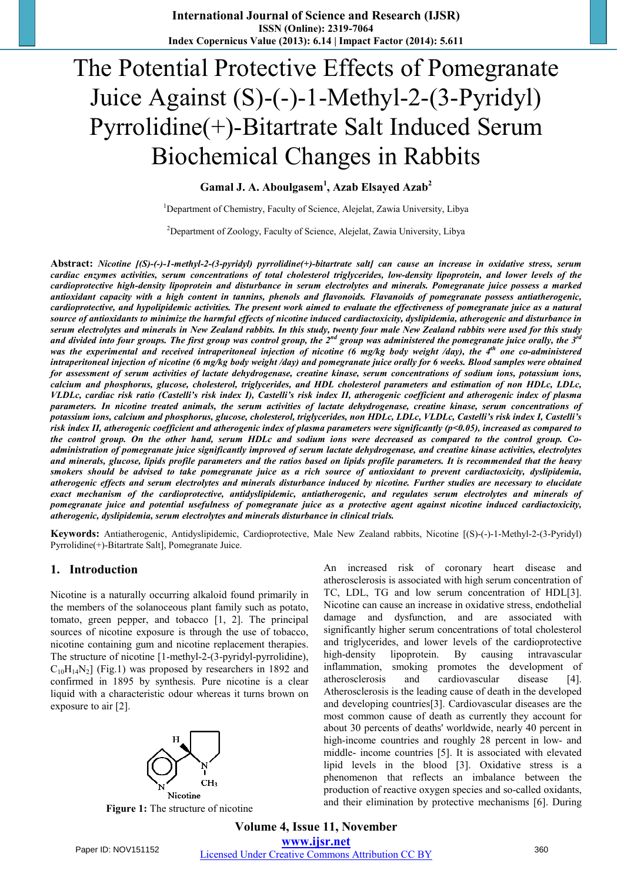# The Potential Protective Effects of Pomegranate Juice Against (S)-(-)-1-Methyl-2-(3-Pyridyl) Pyrrolidine(+)-Bitartrate Salt Induced Serum Biochemical Changes in Rabbits

**Gamal J. A. Aboulgasem[1], Azab Elsayed Azab[2]**

[1]Department of Chemistry, Faculty of Science, Alejelat, Zawia University, Libya

[2]Department of Zoology, Faculty of Science, Alejelat, Zawia University, Libya

**Abstract:** ***Nicotine [(S)-(-)-1-methyl-2-(3-pyridyl) pyrrolidine(+)-bitartrate salt] can cause an increase in oxidative stress, serum cardiac enzymes activities, serum concentrations of total cholesterol triglycerides, low-density lipoprotein, and lower levels of the cardioprotective high-density lipoprotein and disturbance in serum electrolytes and minerals. Pomegranate juice possess a marked antioxidant capacity with a high content in tannins, phenols and flavonoids. Flavanoids of pomegranate possess antiatherogenic, cardioprotective, and hypolipidemic activities. The present work aimed to evaluate the effectiveness of pomegranate juice as a natural source of antioxidants to minimize the harmful effects of nicotine induced cardiactoxicity, dyslipidemia, atherogenic and disturbance in serum electrolytes and minerals in New Zealand rabbits. In this study, twenty four male New Zealand rabbits were used for this study and divided into four groups. The first group was control group, the 2nd group was administered the pomegranate juice orally, the 3rd was the experimental and received intraperitoneal injection of nicotine (6 mg/kg body weight /day), the 4th one co-administered intraperitoneal injection of nicotine (6 mg/kg body weight /day) and pomegranate juice orally for 6 weeks. Blood samples were obtained for assessment of serum activities of lactate dehydrogenase, creatine kinase, serum concentrations of sodium ions, potassium ions, calcium and phosphorus, glucose, cholesterol, triglycerides, and HDL cholesterol parameters and estimation of non HDLc, LDLc, VLDLc, cardiac risk ratio (Castelli's risk index I), Castelli's risk index II, atherogenic coefficient and atherogenic index of plasma parameters. In nicotine treated animals, the serum activities of lactate dehydrogenase, creatine kinase, serum concentrations of potassium ions, calcium and phosphorus, glucose, cholesterol, triglycerides, non HDLc, LDLc, VLDLc, Castelli's risk index I, Castelli's risk index II, atherogenic coefficient and atherogenic index of plasma parameters were significantly (p<0.05), increased as compared to the control group. On the other hand, serum HDLc and sodium ions were decreased as compared to the control group. Co-administration of pomegranate juice significantly improved of serum lactate dehydrogenase, and creatine kinase activities, electrolytes and minerals, glucose, lipids profile parameters and the ratios based on lipids profile parameters. It is recommended that the heavy smokers should be advised to take pomegranate juice as a rich source of antioxidant to prevent cardiactoxicity, dyslipidemia, atherogenic effects and serum electrolytes and minerals disturbance induced by nicotine. Further studies are necessary to elucidate exact mechanism of the cardioprotective, antidyslipidemic, antiatherogenic, and regulates serum electrolytes and minerals of pomegranate juice and potential usefulness of pomegranate juice as a protective agent against nicotine induced cardiactoxicity, atherogenic, dyslipidemia, serum electrolytes and minerals disturbance in clinical trials.***

**Keywords:** Antiatherogenic, Antidyslipidemic, Cardioprotective, Male New Zealand rabbits, Nicotine [(S)-(-)-1-Methyl-2-(3-Pyridyl) Pyrrolidine(+)-Bitartrate Salt], Pomegranate Juice.

## 1. Introduction

Nicotine is a naturally occurring alkaloid found primarily in the members of the solanoceous plant family such as potato, tomato, green pepper, and tobacco [1, 2]. The principal sources of nicotine exposure is through the use of tobacco, nicotine containing gum and nicotine replacement therapies. The structure of nicotine [1-methyl-2-(3-pyridyl-pyrrolidine), $C_{10}H_{14}N_2$] (Fig.1) was proposed by researchers in 1892 and confirmed in 1895 by synthesis. Pure nicotine is a clear liquid with a characteristic odour whereas it turns brown on exposure to air [2].

**Figure 1:** The structure of nicotine

An increased risk of coronary heart disease and atherosclerosis is associated with high serum concentration of TC, LDL, TG and low serum concentration of HDL[3]. Nicotine can cause an increase in oxidative stress, endothelial damage and dysfunction, and are associated with significantly higher serum concentrations of total cholesterol and triglycerides, and lower levels of the cardioprotective high-density lipoprotein. By causing intravascular inflammation, smoking promotes the development of atherosclerosis and cardiovascular disease [4]. Atherosclerosis is the leading cause of death in the developed and developing countries[3]. Cardiovascular diseases are the most common cause of death as currently they account for about 30 percents of deaths' worldwide, nearly 40 percent in high-income countries and roughly 28 percent in low- and middle- income countries [5]. It is associated with elevated lipid levels in the blood [3]. Oxidative stress is a phenomenon that reflects an imbalance between the production of reactive oxygen species and so-called oxidants, and their elimination by protective mechanisms [6]. During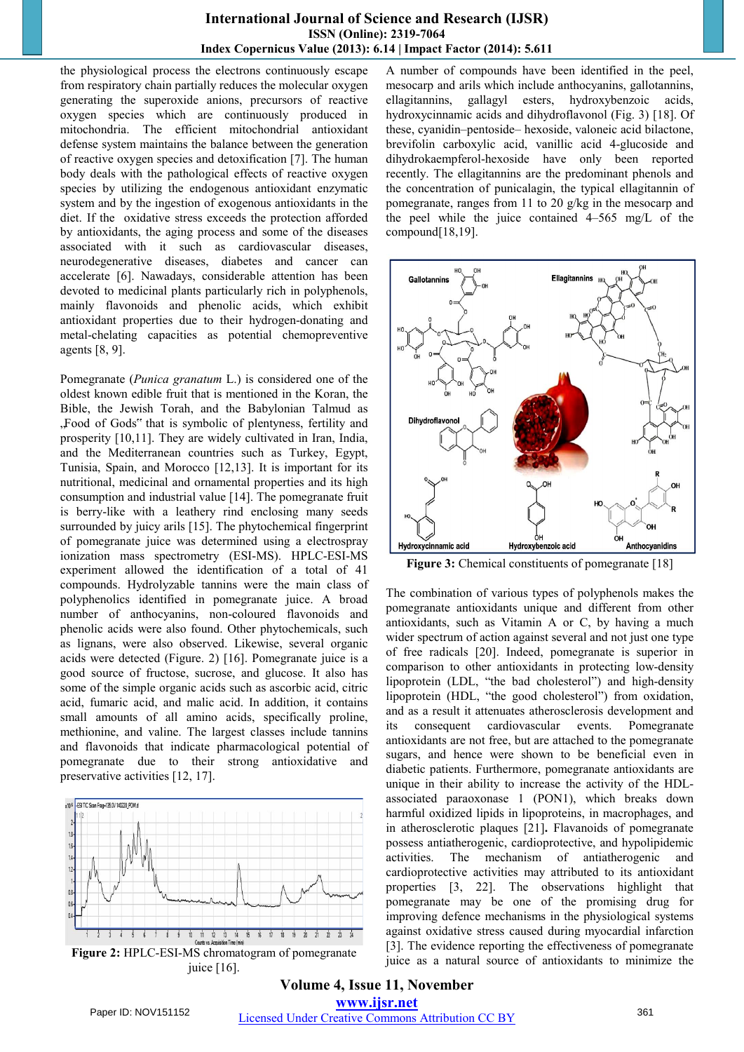the physiological process the electrons continuously escape from respiratory chain partially reduces the molecular oxygen generating the superoxide anions, precursors of reactive oxygen species which are continuously produced in mitochondria. The efficient mitochondrial antioxidant defense system maintains the balance between the generation of reactive oxygen species and detoxification [7]. The human body deals with the pathological effects of reactive oxygen species by utilizing the endogenous antioxidant enzymatic system and by the ingestion of exogenous antioxidants in the diet. If the oxidative stress exceeds the protection afforded by antioxidants, the aging process and some of the diseases associated with it such as cardiovascular diseases, neurodegenerative diseases, diabetes and cancer can accelerate [6]. Nawadays, considerable attention has been devoted to medicinal plants particularly rich in polyphenols, mainly flavonoids and phenolic acids, which exhibit antioxidant properties due to their hydrogen-donating and metal-chelating capacities as potential chemopreventive agents [8, 9].

Pomegranate (*Punica granatum* L.) is considered one of the oldest known edible fruit that is mentioned in the Koran, the Bible, the Jewish Torah, and the Babylonian Talmud as „Food of Gods" that is symbolic of plentyness, fertility and prosperity [10,11]. They are widely cultivated in Iran, India, and the Mediterranean countries such as Turkey, Egypt, Tunisia, Spain, and Morocco [12,13]. It is important for its nutritional, medicinal and ornamental properties and its high consumption and industrial value [14]. The pomegranate fruit is berry-like with a leathery rind enclosing many seeds surrounded by juicy arils [15]. The phytochemical fingerprint of pomegranate juice was determined using a electrospray ionization mass spectrometry (ESI-MS). HPLC-ESI-MS experiment allowed the identification of a total of 41 compounds. Hydrolyzable tannins were the main class of polyphenolics identified in pomegranate juice. A broad number of anthocyanins, non-coloured flavonoids and phenolic acids were also found. Other phytochemicals, such as lignans, were also observed. Likewise, several organic acids were detected (Figure. 2) [16]. Pomegranate juice is a good source of fructose, sucrose, and glucose. It also has some of the simple organic acids such as ascorbic acid, citric acid, fumaric acid, and malic acid. In addition, it contains small amounts of all amino acids, specifically proline, methionine, and valine. The largest classes include tannins and flavonoids that indicate pharmacological potential of pomegranate due to their strong antioxidative and preservative activities [12, 17].

**Figure 2:** HPLC-ESI-MS chromatogram of pomegranate juice [16].

A number of compounds have been identified in the peel, mesocarp and arils which include anthocyanins, gallotannins, ellagitannins, gallagyl esters, hydroxybenzoic acids, hydroxycinnamic acids and dihydroflavonol (Fig. 3) [18]. Of these, cyanidin–pentoside– hexoside, valoneic acid bilactone, brevifolin carboxylic acid, vanillic acid 4-glucoside and dihydrokaempferol-hexoside have only been reported recently. The ellagitannins are the predominant phenols and the concentration of punicalagin, the typical ellagitannin of pomegranate, ranges from 11 to 20 g/kg in the mesocarp and the peel while the juice contained 4–565 mg/L of the compound[18,19].

**Figure 3:** Chemical constituents of pomegranate [18]

The combination of various types of polyphenols makes the pomegranate antioxidants unique and different from other antioxidants, such as Vitamin A or C, by having a much wider spectrum of action against several and not just one type of free radicals [20]. Indeed, pomegranate is superior in comparison to other antioxidants in protecting low-density lipoprotein (LDL, "the bad cholesterol") and high-density lipoprotein (HDL, "the good cholesterol") from oxidation, and as a result it attenuates atherosclerosis development and its consequent cardiovascular events. Pomegranate antioxidants are not free, but are attached to the pomegranate sugars, and hence were shown to be beneficial even in diabetic patients. Furthermore, pomegranate antioxidants are unique in their ability to increase the activity of the HDL-associated paraoxonase 1 (PON1), which breaks down harmful oxidized lipids in lipoproteins, in macrophages, and in atherosclerotic plaques [21]. Flavanoids of pomegranate possess antiatherogenic, cardioprotective, and hypolipidemic activities. The mechanism of antiatherogenic and cardioprotective activities may attributed to its antioxidant properties [3, 22]. The observations highlight that pomegranate may be one of the promising drug for improving defence mechanisms in the physiological systems against oxidative stress caused during myocardial infarction [3]. The evidence reporting the effectiveness of pomegranate juice as a natural source of antioxidants to minimize the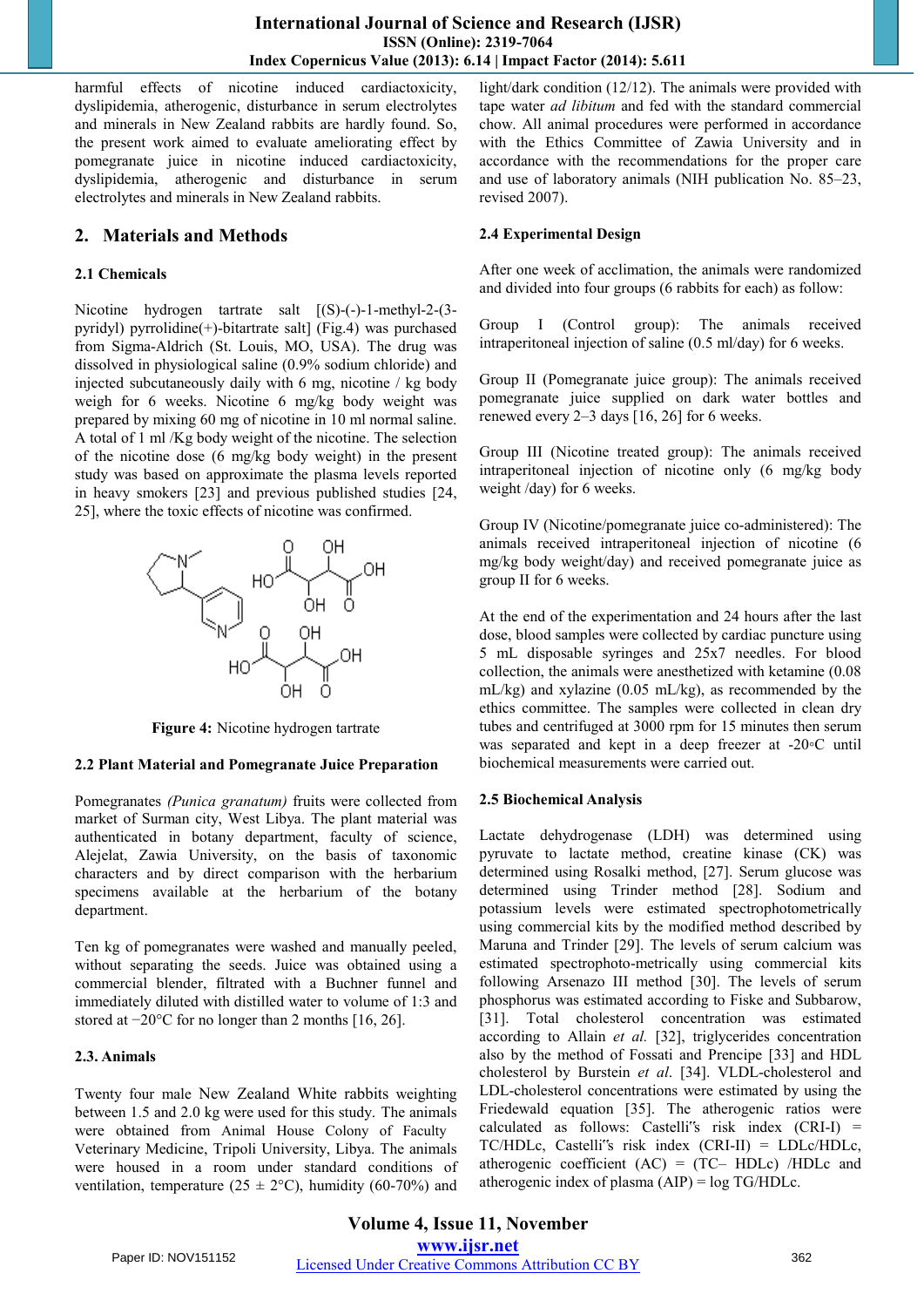harmful effects of nicotine induced cardiactoxicity, dyslipidemia, atherogenic, disturbance in serum electrolytes and minerals in New Zealand rabbits are hardly found. So, the present work aimed to evaluate ameliorating effect by pomegranate juice in nicotine induced cardiactoxicity, dyslipidemia, atherogenic and disturbance in serum electrolytes and minerals in New Zealand rabbits.

## 2. Materials and Methods

### 2.1 Chemicals

Nicotine hydrogen tartrate salt [(S)-(-)-1-methyl-2-(3-pyridyl) pyrrolidine(+)-bitartrate salt] (Fig.4) was purchased from Sigma-Aldrich (St. Louis, MO, USA). The drug was dissolved in physiological saline (0.9% sodium chloride) and injected subcutaneously daily with 6 mg, nicotine / kg body weigh for 6 weeks. Nicotine 6 mg/kg body weight was prepared by mixing 60 mg of nicotine in 10 ml normal saline. A total of 1 ml /Kg body weight of the nicotine. The selection of the nicotine dose (6 mg/kg body weight) in the present study was based on approximate the plasma levels reported in heavy smokers [23] and previous published studies [24, 25], where the toxic effects of nicotine was confirmed.

**Figure 4:** Nicotine hydrogen tartrate

### 2.2 Plant Material and Pomegranate Juice Preparation

Pomegranates *(Punica granatum)* fruits were collected from market of Surman city, West Libya. The plant material was authenticated in botany department, faculty of science, Alejelat, Zawia University, on the basis of taxonomic characters and by direct comparison with the herbarium specimens available at the herbarium of the botany department.

Ten kg of pomegranates were washed and manually peeled, without separating the seeds. Juice was obtained using a commercial blender, filtrated with a Buchner funnel and immediately diluted with distilled water to volume of 1:3 and stored at −20°C for no longer than 2 months [16, 26].

### 2.3. Animals

Twenty four male New Zealand White rabbits weighting between 1.5 and 2.0 kg were used for this study. The animals were obtained from Animal House Colony of Faculty Veterinary Medicine, Tripoli University, Libya. The animals were housed in a room under standard conditions of ventilation, temperature (25 ± 2°C), humidity (60-70%) and light/dark condition (12/12). The animals were provided with tape water *ad libitum* and fed with the standard commercial chow. All animal procedures were performed in accordance with the Ethics Committee of Zawia University and in accordance with the recommendations for the proper care and use of laboratory animals (NIH publication No. 85–23, revised 2007).

### 2.4 Experimental Design

After one week of acclimation, the animals were randomized and divided into four groups (6 rabbits for each) as follow:

Group I (Control group): The animals received intraperitoneal injection of saline (0.5 ml/day) for 6 weeks.

Group II (Pomegranate juice group): The animals received pomegranate juice supplied on dark water bottles and renewed every 2–3 days [16, 26] for 6 weeks.

Group III (Nicotine treated group): The animals received intraperitoneal injection of nicotine only (6 mg/kg body weight /day) for 6 weeks.

Group IV (Nicotine/pomegranate juice co-administered): The animals received intraperitoneal injection of nicotine (6 mg/kg body weight/day) and received pomegranate juice as group II for 6 weeks.

At the end of the experimentation and 24 hours after the last dose, blood samples were collected by cardiac puncture using 5 mL disposable syringes and 25x7 needles. For blood collection, the animals were anesthetized with ketamine (0.08 mL/kg) and xylazine (0.05 mL/kg), as recommended by the ethics committee. The samples were collected in clean dry tubes and centrifuged at 3000 rpm for 15 minutes then serum was separated and kept in a deep freezer at -20◦C until biochemical measurements were carried out.

### 2.5 Biochemical Analysis

Lactate dehydrogenase (LDH) was determined using pyruvate to lactate method, creatine kinase (CK) was determined using Rosalki method, [27]. Serum glucose was determined using Trinder method [28]. Sodium and potassium levels were estimated spectrophotometrically using commercial kits by the modified method described by Maruna and Trinder [29]. The levels of serum calcium was estimated spectrophoto-metrically using commercial kits following Arsenazo III method [30]. The levels of serum phosphorus was estimated according to Fiske and Subbarow, [31]. Total cholesterol concentration was estimated according to Allain *et al.* [32], triglycerides concentration also by the method of Fossati and Prencipe [33] and HDL cholesterol by Burstein *et al*. [34]. VLDL-cholesterol and LDL-cholesterol concentrations were estimated by using the Friedewald equation [35]. The atherogenic ratios were calculated as follows: Castelli῎s risk index (CRI-I) = TC/HDLc, Castelli῎s risk index (CRI-II) = LDLc/HDLc, atherogenic coefficient (AC) = (TC– HDLc) /HDLc and atherogenic index of plasma (AIP) = log TG/HDLc.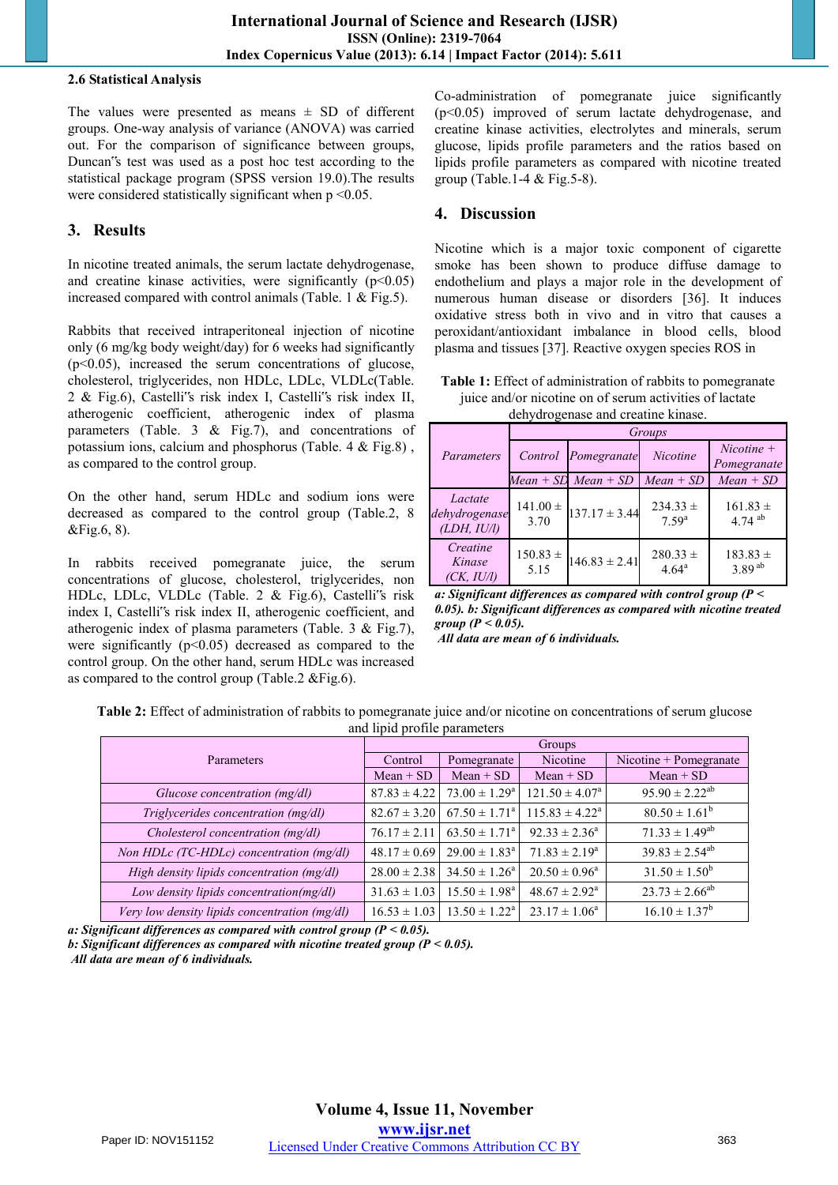### 2.6 Statistical Analysis

The values were presented as means ± SD of different groups. One-way analysis of variance (ANOVA) was carried out. For the comparison of significance between groups, Duncan‟s test was used as a post hoc test according to the statistical package program (SPSS version 19.0).The results were considered statistically significant when p <0.05.

## 3. Results

In nicotine treated animals, the serum lactate dehydrogenase, and creatine kinase activities, were significantly ($p<0.05$) increased compared with control animals (Table. 1 & Fig.5).

Rabbits that received intraperitoneal injection of nicotine only (6 mg/kg body weight/day) for 6 weeks had significantly ($p<0.05$), increased the serum concentrations of glucose, cholesterol, triglycerides, non HDLc, LDLc, VLDLc(Table. 2 & Fig.6), Castelli‟s risk index I, Castelli‟s risk index II, atherogenic coefficient, atherogenic index of plasma parameters (Table. 3 & Fig.7), and concentrations of potassium ions, calcium and phosphorus (Table. 4 & Fig.8) , as compared to the control group.

On the other hand, serum HDLc and sodium ions were decreased as compared to the control group (Table.2, 8 &Fig.6, 8).

In rabbits received pomegranate juice, the serum concentrations of glucose, cholesterol, triglycerides, non HDLc, LDLc, VLDLc (Table. 2 & Fig.6), Castelli‟s risk index I, Castelli‟s risk index II, atherogenic coefficient, and atherogenic index of plasma parameters (Table. 3 & Fig.7), were significantly ($p<0.05$) decreased as compared to the control group. On the other hand, serum HDLc was increased as compared to the control group (Table.2 &Fig.6).

Co-administration of pomegranate juice significantly ($p<0.05$) improved of serum lactate dehydrogenase, and creatine kinase activities, electrolytes and minerals, serum glucose, lipids profile parameters and the ratios based on lipids profile parameters as compared with nicotine treated group (Table.1-4 & Fig.5-8).

## 4. Discussion

Nicotine which is a major toxic component of cigarette smoke has been shown to produce diffuse damage to endothelium and plays a major role in the development of numerous human disease or disorders [36]. It induces oxidative stress both in vivo and in vitro that causes a peroxidant/antioxidant imbalance in blood cells, blood plasma and tissues [37]. Reactive oxygen species ROS in

**Table 1:** Effect of administration of rabbits to pomegranate juice and/or nicotine on of serum activities of lactate dehydrogenase and creatine kinase.

| *Parameters* | *Groups* | | | |
|---|---|---|---|---|
| | *Control* | *Pomegranate* | *Nicotine* | *Nicotine + Pomegranate* |
| | *Mean + SD* | *Mean + SD* | *Mean + SD* | *Mean + SD* |
| *Lactate dehydrogenase (LDH, IU/l)* | 141.00 ± 3.70 | 137.17 ± 3.44 | 234.33 ± 7.59[a] | 161.83 ± 4.74 [ab] |
| *Creatine Kinase (CK, IU/l)* | 150.83 ± 5.15 | 146.83 ± 2.41 | 280.33 ± 4.64[a] | 183.83 ± 3.89 [ab] |

***a: Significant differences as compared with control group (P < 0.05). b: Significant differences as compared with nicotine treated group (P < 0.05).***
***All data are mean of 6 individuals.***

**Table 2:** Effect of administration of rabbits to pomegranate juice and/or nicotine on concentrations of serum glucose and lipid profile parameters

| Parameters | Groups | | | |
|---|---|---|---|---|
| | Control | Pomegranate | Nicotine | Nicotine + Pomegranate |
| | Mean + SD | Mean + SD | Mean + SD | Mean + SD |
| *Glucose concentration (mg/dl)* | 87.83 ± 4.22 | 73.00 ± 1.29[a] | 121.50 ± 4.07[a] | 95.90 ± 2.22[ab] |
| *Triglycerides concentration (mg/dl)* | 82.67 ± 3.20 | 67.50 ± 1.71[a] | 115.83 ± 4.22[a] | 80.50 ± 1.61[b] |
| *Cholesterol concentration (mg/dl)* | 76.17 ± 2.11 | 63.50 ± 1.71[a] | 92.33 ± 2.36[a] | 71.33 ± 1.49[ab] |
| *Non HDLc (TC-HDLc) concentration (mg/dl)* | 48.17 ± 0.69 | 29.00 ± 1.83[a] | 71.83 ± 2.19[a] | 39.83 ± 2.54[ab] |
| *High density lipids concentration (mg/dl)* | 28.00 ± 2.38 | 34.50 ± 1.26[a] | 20.50 ± 0.96[a] | 31.50 ± 1.50[b] |
| *Low density lipids concentration(mg/dl)* | 31.63 ± 1.03 | 15.50 ± 1.98[a] | 48.67 ± 2.92[a] | 23.73 ± 2.66[ab] |
| *Very low density lipids concentration (mg/dl)* | 16.53 ± 1.03 | 13.50 ± 1.22[a] | 23.17 ± 1.06[a] | 16.10 ± 1.37[b] |

***a: Significant differences as compared with control group (P < 0.05).***
***b: Significant differences as compared with nicotine treated group (P < 0.05).***
***All data are mean of 6 individuals.***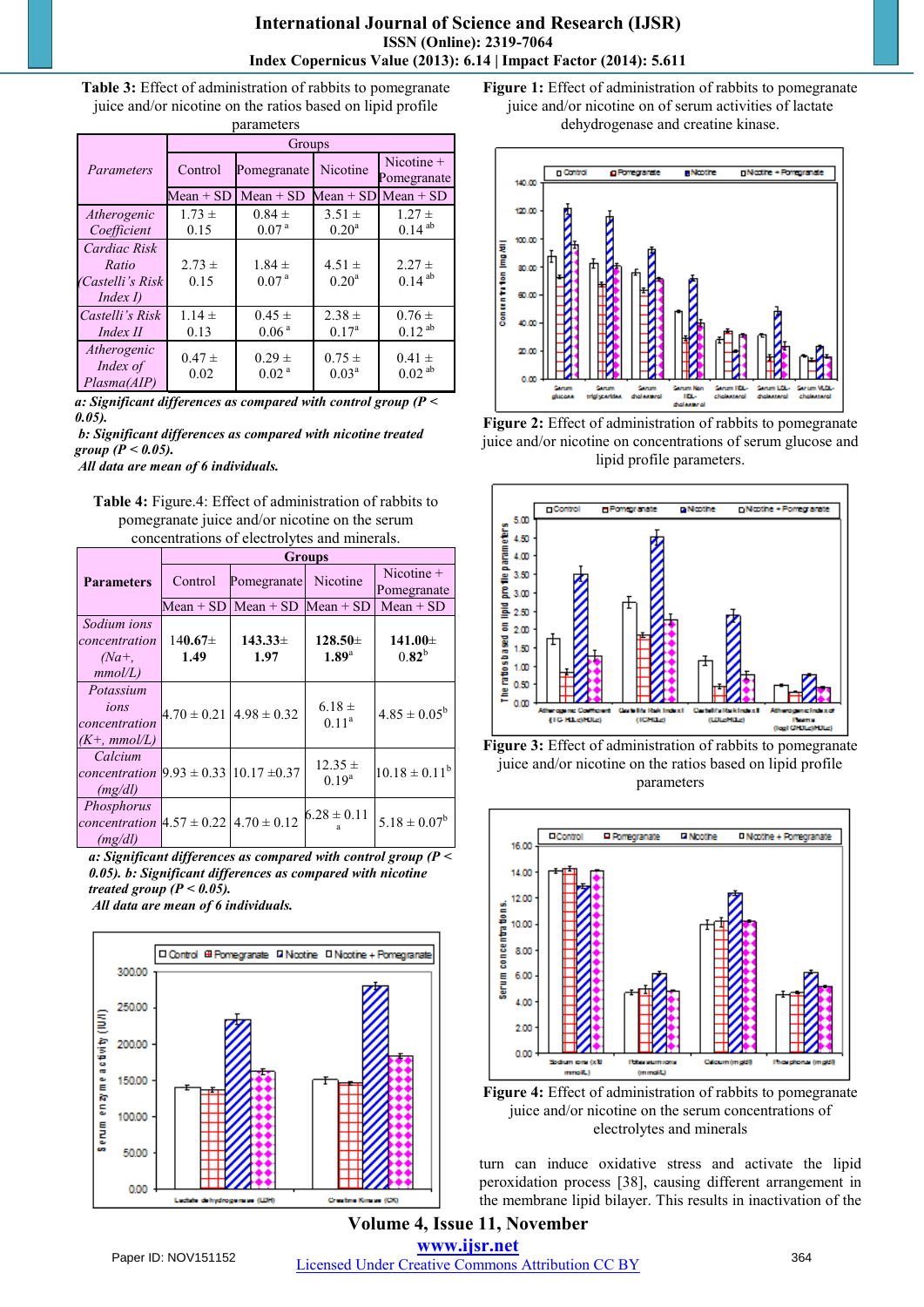**Table 3:** Effect of administration of rabbits to pomegranate juice and/or nicotine on the ratios based on lipid profile parameters

| Parameters | Groups | | | |
|---|---|---|---|---|
| | Control | Pomegranate | Nicotine | Nicotine + Pomegranate |
| | Mean + SD | Mean + SD | Mean + SD | Mean + SD |
| *Atherogenic Coefficient* | 1.73 ± 0.15 | 0.84 ± 0.07 [a] | 3.51 ± 0.20[a] | 1.27 ± 0.14 [ab] |
| *Cardiac Risk Ratio (Castelli's Risk Index I)* | 2.73 ± 0.15 | 1.84 ± 0.07 [a] | 4.51 ± 0.20[a] | 2.27 ± 0.14 [ab] |
| *Castelli's Risk Index II* | 1.14 ± 0.13 | 0.45 ± 0.06 [a] | 2.38 ± 0.17[a] | 0.76 ± 0.12 [ab] |
| *Atherogenic Index of Plasma(AIP)* | 0.47 ± 0.02 | 0.29 ± 0.02 [a] | 0.75 ± 0.03[a] | 0.41 ± 0.02 [ab] |

***a: Significant differences as compared with control group (P < 0.05).***
***b: Significant differences as compared with nicotine treated group (P < 0.05).***
***All data are mean of 6 individuals.***

**Table 4:** Figure.4: Effect of administration of rabbits to pomegranate juice and/or nicotine on the serum concentrations of electrolytes and minerals.

| **Parameters** | **Groups** | | | |
|---|---|---|---|---|
| | Control | Pomegranate | Nicotine | Nicotine + Pomegranate |
| | Mean + SD | Mean + SD | Mean + SD | Mean + SD |
| *Sodium ions concentration (Na+, mmol/L)* | 140.67± **1.49** | **143.33± 1.97** | **128.50± 1.89**[a] | **141.00±** 0.82[b] |
| *Potassium ions concentration (K+, mmol/L)* | 4.70 ± 0.21 | 4.98 ± 0.32 | 6.18 ± 0.11[a] | 4.85 ± 0.05[b] |
| *Calcium concentration (mg/dl)* | 9.93 ± 0.33 | 10.17 ±0.37 | 12.35 ± 0.19[a] | 10.18 ± 0.11[b] |
| *Phosphorus concentration (mg/dl)* | 4.57 ± 0.22 | 4.70 ± 0.12 | 6.28 ± 0.11 [a] | 5.18 ± 0.07[b] |

***a: Significant differences as compared with control group (P < 0.05). b: Significant differences as compared with nicotine treated group (P < 0.05).***
***All data are mean of 6 individuals.***

**Figure 1:** Effect of administration of rabbits to pomegranate juice and/or nicotine on of serum activities of lactate dehydrogenase and creatine kinase.

**Figure 2:** Effect of administration of rabbits to pomegranate juice and/or nicotine on concentrations of serum glucose and lipid profile parameters.

**Figure 3:** Effect of administration of rabbits to pomegranate juice and/or nicotine on the ratios based on lipid profile parameters

**Figure 4:** Effect of administration of rabbits to pomegranate juice and/or nicotine on the serum concentrations of electrolytes and minerals

turn can induce oxidative stress and activate the lipid peroxidation process [38], causing different arrangement in the membrane lipid bilayer. This results in inactivation of the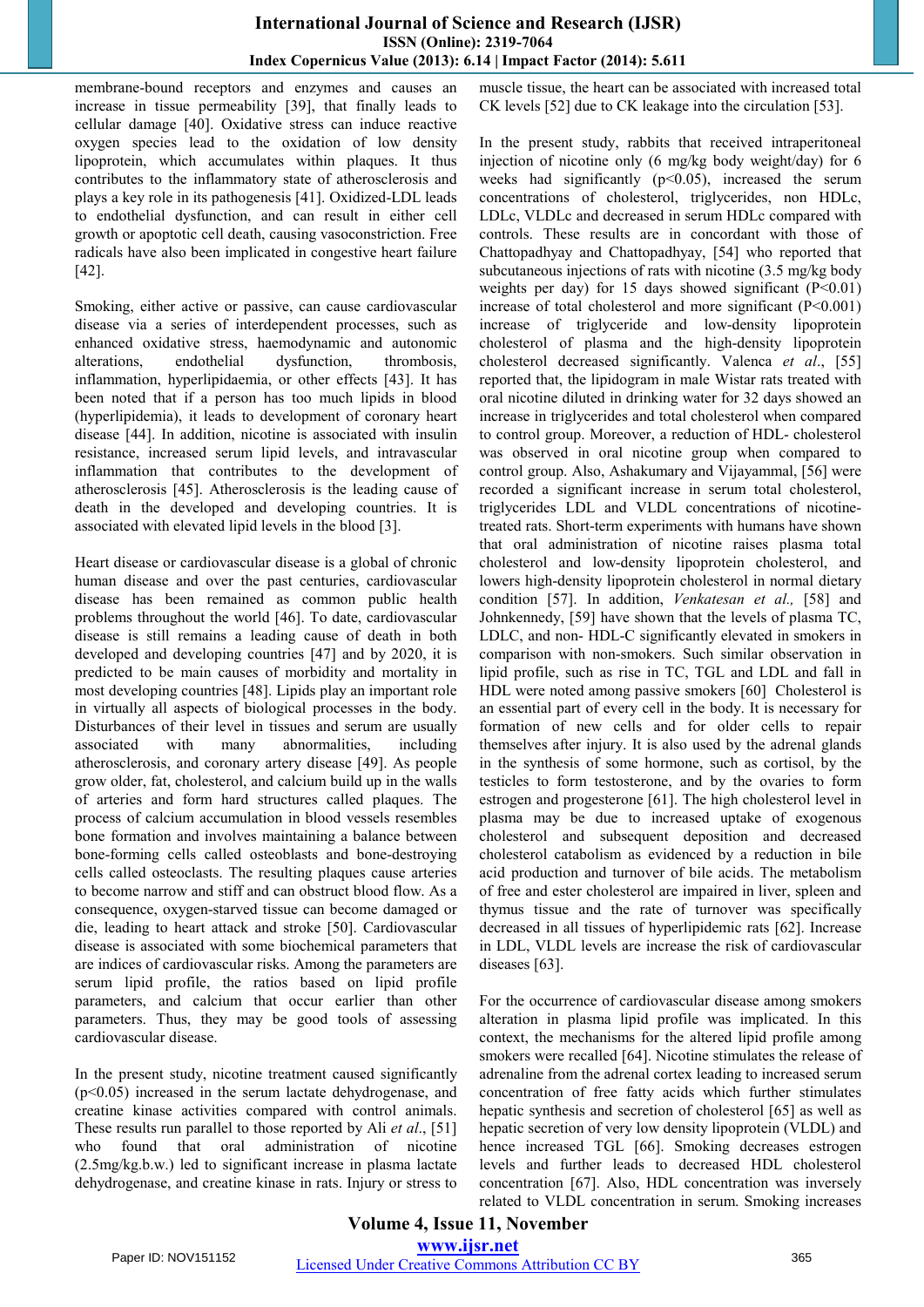membrane-bound receptors and enzymes and causes an increase in tissue permeability [39], that finally leads to cellular damage [40]. Oxidative stress can induce reactive oxygen species lead to the oxidation of low density lipoprotein, which accumulates within plaques. It thus contributes to the inflammatory state of atherosclerosis and plays a key role in its pathogenesis [41]. Oxidized-LDL leads to endothelial dysfunction, and can result in either cell growth or apoptotic cell death, causing vasoconstriction. Free radicals have also been implicated in congestive heart failure [42].

Smoking, either active or passive, can cause cardiovascular disease via a series of interdependent processes, such as enhanced oxidative stress, haemodynamic and autonomic alterations, endothelial dysfunction, thrombosis, inflammation, hyperlipidaemia, or other effects [43]. It has been noted that if a person has too much lipids in blood (hyperlipidemia), it leads to development of coronary heart disease [44]. In addition, nicotine is associated with insulin resistance, increased serum lipid levels, and intravascular inflammation that contributes to the development of atherosclerosis [45]. Atherosclerosis is the leading cause of death in the developed and developing countries. It is associated with elevated lipid levels in the blood [3].

Heart disease or cardiovascular disease is a global of chronic human disease and over the past centuries, cardiovascular disease has been remained as common public health problems throughout the world [46]. To date, cardiovascular disease is still remains a leading cause of death in both developed and developing countries [47] and by 2020, it is predicted to be main causes of morbidity and mortality in most developing countries [48]. Lipids play an important role in virtually all aspects of biological processes in the body. Disturbances of their level in tissues and serum are usually associated with many abnormalities, including atherosclerosis, and coronary artery disease [49]. As people grow older, fat, cholesterol, and calcium build up in the walls of arteries and form hard structures called plaques. The process of calcium accumulation in blood vessels resembles bone formation and involves maintaining a balance between bone-forming cells called osteoblasts and bone-destroying cells called osteoclasts. The resulting plaques cause arteries to become narrow and stiff and can obstruct blood flow. As a consequence, oxygen-starved tissue can become damaged or die, leading to heart attack and stroke [50]. Cardiovascular disease is associated with some biochemical parameters that are indices of cardiovascular risks. Among the parameters are serum lipid profile, the ratios based on lipid profile parameters, and calcium that occur earlier than other parameters. Thus, they may be good tools of assessing cardiovascular disease.

In the present study, nicotine treatment caused significantly ($p<0.05$) increased in the serum lactate dehydrogenase, and creatine kinase activities compared with control animals. These results run parallel to those reported by Ali *et al*., [51] who found that oral administration of nicotine (2.5mg/kg.b.w.) led to significant increase in plasma lactate dehydrogenase, and creatine kinase in rats. Injury or stress to muscle tissue, the heart can be associated with increased total CK levels [52] due to CK leakage into the circulation [53].

In the present study, rabbits that received intraperitoneal injection of nicotine only (6 mg/kg body weight/day) for 6 weeks had significantly ($p<0.05$), increased the serum concentrations of cholesterol, triglycerides, non HDLc, LDLc, VLDLc and decreased in serum HDLc compared with controls. These results are in concordant with those of Chattopadhyay and Chattopadhyay, [54] who reported that subcutaneous injections of rats with nicotine (3.5 mg/kg body weights per day) for 15 days showed significant ($P<0.01$) increase of total cholesterol and more significant ($P<0.001$) increase of triglyceride and low-density lipoprotein cholesterol of plasma and the high-density lipoprotein cholesterol decreased significantly. Valenca *et al*., [55] reported that, the lipidogram in male Wistar rats treated with oral nicotine diluted in drinking water for 32 days showed an increase in triglycerides and total cholesterol when compared to control group. Moreover, a reduction of HDL- cholesterol was observed in oral nicotine group when compared to control group. Also, Ashakumary and Vijayammal, [56] were recorded a significant increase in serum total cholesterol, triglycerides LDL and VLDL concentrations of nicotine-treated rats. Short-term experiments with humans have shown that oral administration of nicotine raises plasma total cholesterol and low-density lipoprotein cholesterol, and lowers high-density lipoprotein cholesterol in normal dietary condition [57]. In addition, *Venkatesan et al.,* [58] and Johnkennedy, [59] have shown that the levels of plasma TC, LDLC, and non- HDL-C significantly elevated in smokers in comparison with non-smokers. Such similar observation in lipid profile, such as rise in TC, TGL and LDL and fall in HDL were noted among passive smokers [60] Cholesterol is an essential part of every cell in the body. It is necessary for formation of new cells and for older cells to repair themselves after injury. It is also used by the adrenal glands in the synthesis of some hormone, such as cortisol, by the testicles to form testosterone, and by the ovaries to form estrogen and progesterone [61]. The high cholesterol level in plasma may be due to increased uptake of exogenous cholesterol and subsequent deposition and decreased cholesterol catabolism as evidenced by a reduction in bile acid production and turnover of bile acids. The metabolism of free and ester cholesterol are impaired in liver, spleen and thymus tissue and the rate of turnover was specifically decreased in all tissues of hyperlipidemic rats [62]. Increase in LDL, VLDL levels are increase the risk of cardiovascular diseases [63].

For the occurrence of cardiovascular disease among smokers alteration in plasma lipid profile was implicated. In this context, the mechanisms for the altered lipid profile among smokers were recalled [64]. Nicotine stimulates the release of adrenaline from the adrenal cortex leading to increased serum concentration of free fatty acids which further stimulates hepatic synthesis and secretion of cholesterol [65] as well as hepatic secretion of very low density lipoprotein (VLDL) and hence increased TGL [66]. Smoking decreases estrogen levels and further leads to decreased HDL cholesterol concentration [67]. Also, HDL concentration was inversely related to VLDL concentration in serum. Smoking increases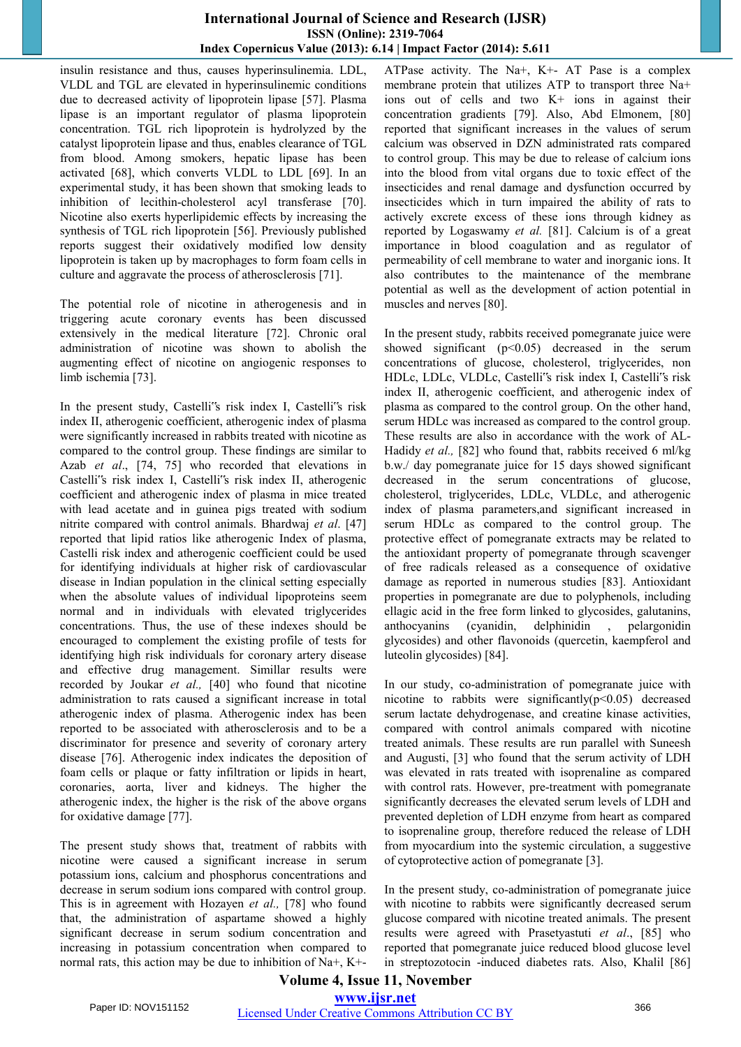insulin resistance and thus, causes hyperinsulinemia. LDL, VLDL and TGL are elevated in hyperinsulinemic conditions due to decreased activity of lipoprotein lipase [57]. Plasma lipase is an important regulator of plasma lipoprotein concentration. TGL rich lipoprotein is hydrolyzed by the catalyst lipoprotein lipase and thus, enables clearance of TGL from blood. Among smokers, hepatic lipase has been activated [68], which converts VLDL to LDL [69]. In an experimental study, it has been shown that smoking leads to inhibition of lecithin-cholesterol acyl transferase [70]. Nicotine also exerts hyperlipidemic effects by increasing the synthesis of TGL rich lipoprotein [56]. Previously published reports suggest their oxidatively modified low density lipoprotein is taken up by macrophages to form foam cells in culture and aggravate the process of atherosclerosis [71].

The potential role of nicotine in atherogenesis and in triggering acute coronary events has been discussed extensively in the medical literature [72]. Chronic oral administration of nicotine was shown to abolish the augmenting effect of nicotine on angiogenic responses to limb ischemia [73].

In the present study, Castelli˝s risk index I, Castelli˝s risk index II, atherogenic coefficient, atherogenic index of plasma were significantly increased in rabbits treated with nicotine as compared to the control group. These findings are similar to Azab *et al*., [74, 75] who recorded that elevations in Castelli˝s risk index I, Castelli˝s risk index II, atherogenic coefficient and atherogenic index of plasma in mice treated with lead acetate and in guinea pigs treated with sodium nitrite compared with control animals. Bhardwaj *et al*. [47] reported that lipid ratios like atherogenic Index of plasma, Castelli risk index and atherogenic coefficient could be used for identifying individuals at higher risk of cardiovascular disease in Indian population in the clinical setting especially when the absolute values of individual lipoproteins seem normal and in individuals with elevated triglycerides concentrations. Thus, the use of these indexes should be encouraged to complement the existing profile of tests for identifying high risk individuals for coronary artery disease and effective drug management. Simillar results were recorded by Joukar *et al.,* [40] who found that nicotine administration to rats caused a significant increase in total atherogenic index of plasma. Atherogenic index has been reported to be associated with atherosclerosis and to be a discriminator for presence and severity of coronary artery disease [76]. Atherogenic index indicates the deposition of foam cells or plaque or fatty infiltration or lipids in heart, coronaries, aorta, liver and kidneys. The higher the atherogenic index, the higher is the risk of the above organs for oxidative damage [77].

The present study shows that, treatment of rabbits with nicotine were caused a significant increase in serum potassium ions, calcium and phosphorus concentrations and decrease in serum sodium ions compared with control group. This is in agreement with Hozayen *et al.,* [78] who found that, the administration of aspartame showed a highly significant decrease in serum sodium concentration and increasing in potassium concentration when compared to normal rats, this action may be due to inhibition of Na+, K+- ATPase activity. The Na+, K+- AT Pase is a complex membrane protein that utilizes ATP to transport three Na+ ions out of cells and two K+ ions in against their concentration gradients [79]. Also, Abd Elmonem, [80] reported that significant increases in the values of serum calcium was observed in DZN administrated rats compared to control group. This may be due to release of calcium ions into the blood from vital organs due to toxic effect of the insecticides and renal damage and dysfunction occurred by insecticides which in turn impaired the ability of rats to actively excrete excess of these ions through kidney as reported by Logaswamy *et al.* [81]. Calcium is of a great importance in blood coagulation and as regulator of permeability of cell membrane to water and inorganic ions. It also contributes to the maintenance of the membrane potential as well as the development of action potential in muscles and nerves [80].

In the present study, rabbits received pomegranate juice were showed significant ($p<0.05$) decreased in the serum concentrations of glucose, cholesterol, triglycerides, non HDLc, LDLc, VLDLc, Castelli˝s risk index I, Castelli˝s risk index II, atherogenic coefficient, and atherogenic index of plasma as compared to the control group. On the other hand, serum HDLc was increased as compared to the control group. These results are also in accordance with the work of AL-Hadidy *et al.,* [82] who found that, rabbits received 6 ml/kg b.w./ day pomegranate juice for 15 days showed significant decreased in the serum concentrations of glucose, cholesterol, triglycerides, LDLc, and atherogenic index of plasma parameters,and significant increased in serum HDLc as compared to the control group. The protective effect of pomegranate extracts may be related to the antioxidant property of pomegranate through scavenger of free radicals released as a consequence of oxidative damage as reported in numerous studies [83]. Antioxidant properties in pomegranate are due to polyphenols, including ellagic acid in the free form linked to glycosides, galutanins, anthocyanins (cyanidin, delphinidin , pelargonidin glycosides) and other flavonoids (quercetin, kaempferol and luteolin glycosides) [84].

In our study, co-administration of pomegranate juice with nicotine to rabbits were significantly($p<0.05$) decreased serum lactate dehydrogenase, and creatine kinase activities, compared with control animals compared with nicotine treated animals. These results are run parallel with Suneesh and Augusti, [3] who found that the serum activity of LDH was elevated in rats treated with isoprenaline as compared with control rats. However, pre-treatment with pomegranate significantly decreases the elevated serum levels of LDH and prevented depletion of LDH enzyme from heart as compared to isoprenaline group, therefore reduced the release of LDH from myocardium into the systemic circulation, a suggestive of cytoprotective action of pomegranate [3].

In the present study, co-administration of pomegranate juice with nicotine to rabbits were significantly decreased serum glucose compared with nicotine treated animals. The present results were agreed with Prasetyastuti *et al*., [85] who reported that pomegranate juice reduced blood glucose level in streptozotocin -induced diabetes rats. Also, Khalil [86]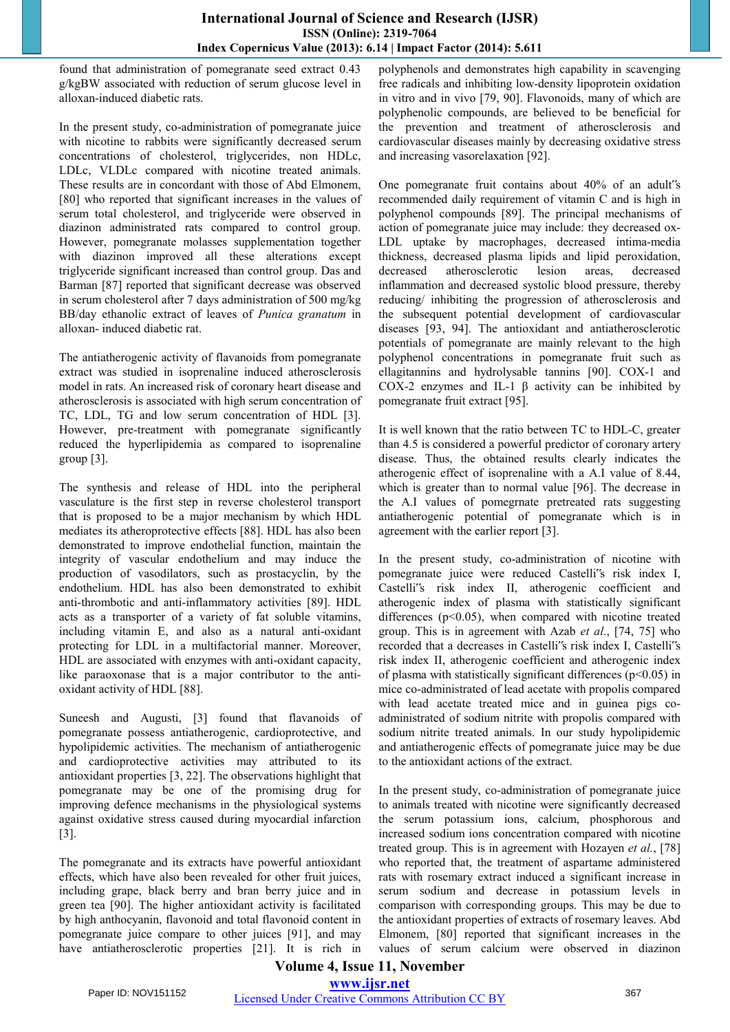found that administration of pomegranate seed extract 0.43 g/kgBW associated with reduction of serum glucose level in alloxan-induced diabetic rats.

In the present study, co-administration of pomegranate juice with nicotine to rabbits were significantly decreased serum concentrations of cholesterol, triglycerides, non HDLc, LDLc, VLDLc compared with nicotine treated animals. These results are in concordant with those of Abd Elmonem, [80] who reported that significant increases in the values of serum total cholesterol, and triglyceride were observed in diazinon administrated rats compared to control group. However, pomegranate molasses supplementation together with diazinon improved all these alterations except triglyceride significant increased than control group. Das and Barman [87] reported that significant decrease was observed in serum cholesterol after 7 days administration of 500 mg/kg BB/day ethanolic extract of leaves of *Punica granatum* in alloxan- induced diabetic rat.

The antiatherogenic activity of flavanoids from pomegranate extract was studied in isoprenaline induced atherosclerosis model in rats. An increased risk of coronary heart disease and atherosclerosis is associated with high serum concentration of TC, LDL, TG and low serum concentration of HDL [3]. However, pre-treatment with pomegranate significantly reduced the hyperlipidemia as compared to isoprenaline group [3].

The synthesis and release of HDL into the peripheral vasculature is the first step in reverse cholesterol transport that is proposed to be a major mechanism by which HDL mediates its atheroprotective effects [88]. HDL has also been demonstrated to improve endothelial function, maintain the integrity of vascular endothelium and may induce the production of vasodilators, such as prostacyclin, by the endothelium. HDL has also been demonstrated to exhibit anti-thrombotic and anti-inflammatory activities [89]. HDL acts as a transporter of a variety of fat soluble vitamins, including vitamin E, and also as a natural anti-oxidant protecting for LDL in a multifactorial manner. Moreover, HDL are associated with enzymes with anti-oxidant capacity, like paraoxonase that is a major contributor to the anti-oxidant activity of HDL [88].

Suneesh and Augusti, [3] found that flavanoids of pomegranate possess antiatherogenic, cardioprotective, and hypolipidemic activities. The mechanism of antiatherogenic and cardioprotective activities may attributed to its antioxidant properties [3, 22]. The observations highlight that pomegranate may be one of the promising drug for improving defence mechanisms in the physiological systems against oxidative stress caused during myocardial infarction [3].

The pomegranate and its extracts have powerful antioxidant effects, which have also been revealed for other fruit juices, including grape, black berry and bran berry juice and in green tea [90]. The higher antioxidant activity is facilitated by high anthocyanin, flavonoid and total flavonoid content in pomegranate juice compare to other juices [91], and may have antiatherosclerotic properties [21]. It is rich in polyphenols and demonstrates high capability in scavenging free radicals and inhibiting low-density lipoprotein oxidation in vitro and in vivo [79, 90]. Flavonoids, many of which are polyphenolic compounds, are believed to be beneficial for the prevention and treatment of atherosclerosis and cardiovascular diseases mainly by decreasing oxidative stress and increasing vasorelaxation [92].

One pomegranate fruit contains about 40% of an adult˝s recommended daily requirement of vitamin C and is high in polyphenol compounds [89]. The principal mechanisms of action of pomegranate juice may include: they decreased ox-LDL uptake by macrophages, decreased intima-media thickness, decreased plasma lipids and lipid peroxidation, decreased atherosclerotic lesion areas, decreased inflammation and decreased systolic blood pressure, thereby reducing/ inhibiting the progression of atherosclerosis and the subsequent potential development of cardiovascular diseases [93, 94]. The antioxidant and antiatherosclerotic potentials of pomegranate are mainly relevant to the high polyphenol concentrations in pomegranate fruit such as ellagitannins and hydrolysable tannins [90]. COX-1 and COX-2 enzymes and IL-1 β activity can be inhibited by pomegranate fruit extract [95].

It is well known that the ratio between TC to HDL-C, greater than 4.5 is considered a powerful predictor of coronary artery disease. Thus, the obtained results clearly indicates the atherogenic effect of isoprenaline with a A.I value of 8.44, which is greater than to normal value [96]. The decrease in the A.I values of pomegrnate pretreated rats suggesting antiatherogenic potential of pomegranate which is in agreement with the earlier report [3].

In the present study, co-administration of nicotine with pomegranate juice were reduced Castelli˝s risk index I, Castelli˝s risk index II, atherogenic coefficient and atherogenic index of plasma with statistically significant differences ($p<0.05$), when compared with nicotine treated group. This is in agreement with Azab *et al.*, [74, 75] who recorded that a decreases in Castelli˝s risk index I, Castelli˝s risk index II, atherogenic coefficient and atherogenic index of plasma with statistically significant differences ($p<0.05$) in mice co-administrated of lead acetate with propolis compared with lead acetate treated mice and in guinea pigs co-administrated of sodium nitrite with propolis compared with sodium nitrite treated animals. In our study hypolipidemic and antiatherogenic effects of pomegranate juice may be due to the antioxidant actions of the extract.

In the present study, co-administration of pomegranate juice to animals treated with nicotine were significantly decreased the serum potassium ions, calcium, phosphorous and increased sodium ions concentration compared with nicotine treated group. This is in agreement with Hozayen *et al.*, [78] who reported that, the treatment of aspartame administered rats with rosemary extract induced a significant increase in serum sodium and decrease in potassium levels in comparison with corresponding groups. This may be due to the antioxidant properties of extracts of rosemary leaves. Abd Elmonem, [80] reported that significant increases in the values of serum calcium were observed in diazinon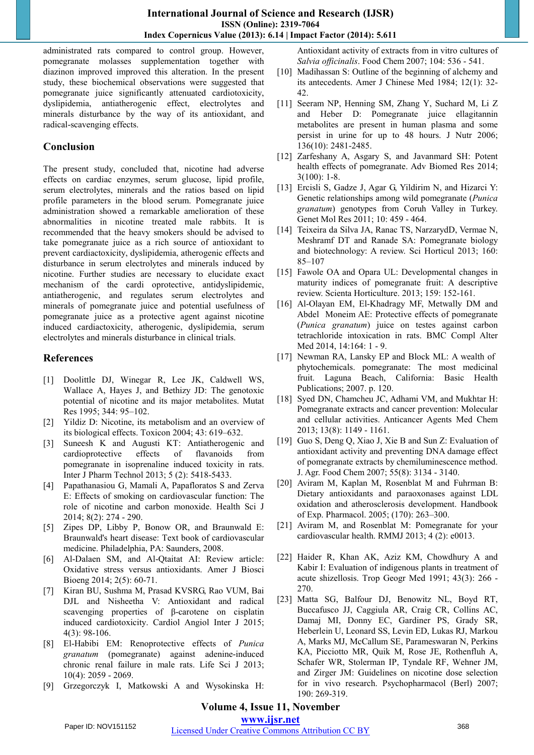administrated rats compared to control group. However, pomegranate molasses supplementation together with diazinon improved improved this alteration. In the present study, these biochemical observations were suggested that pomegranate juice significantly attenuated cardiotoxicity, dyslipidemia, antiatherogenic effect, electrolytes and minerals disturbance by the way of its antioxidant, and radical-scavenging effects.

## Conclusion

The present study, concluded that, nicotine had adverse effects on cardiac enzymes, serum glucose, lipid profile, serum electrolytes, minerals and the ratios based on lipid profile parameters in the blood serum. Pomegranate juice administration showed a remarkable amelioration of these abnormalities in nicotine treated male rabbits. It is recommended that the heavy smokers should be advised to take pomegranate juice as a rich source of antioxidant to prevent cardiactoxicity, dyslipidemia, atherogenic effects and disturbance in serum electrolytes and minerals induced by nicotine. Further studies are necessary to elucidate exact mechanism of the cardi oprotective, antidyslipidemic, antiatherogenic, and regulates serum electrolytes and minerals of pomegranate juice and potential usefulness of pomegranate juice as a protective agent against nicotine induced cardiactoxicity, atherogenic, dyslipidemia, serum electrolytes and minerals disturbance in clinical trials.

## References

[1] Doolittle DJ, Winegar R, Lee JK, Caldwell WS, Wallace A, Hayes J, and Bethizy JD: The genotoxic potential of nicotine and its major metabolites. Mutat Res 1995; 344: 95–102.

[2] Yildiz D: Nicotine, its metabolism and an overview of its biological effects. Toxicon 2004; 43: 619–632.

[3] Suneesh K and Augusti KT: Antiatherogenic and cardioprotective effects of flavanoids from pomegranate in isoprenaline induced toxicity in rats. Inter J Pharm Technol 2013; 5 (2): 5418-5433.

[4] Papathanasiou G, Mamali A, Papafloratos S and Zerva E: Effects of smoking on cardiovascular function: The role of nicotine and carbon monoxide. Health Sci J 2014; 8(2): 274 - 290.

[5] Zipes DP, Libby P, Bonow OR, and Braunwald E: Braunwald's heart disease: Text book of cardiovascular medicine. Philadelphia, PA: Saunders, 2008.

[6] Al-Dalaen SM, and Al-Qtaitat AI: Review article: Oxidative stress versus antioxidants. Amer J Biosci Bioeng 2014; 2(5): 60-71.

[7] Kiran BU, Sushma M, Prasad KVSRG, Rao VUM, Bai DJL and Nisheetha V: Antioxidant and radical scavenging properties of β-carotene on cisplatin induced cardiotoxicity. Cardiol Angiol Inter J 2015; 4(3): 98-106.

[8] El-Habibi EM: Renoprotective effects of *Punica granatum* (pomegranate) against adenine-induced chronic renal failure in male rats. Life Sci J 2013; 10(4): 2059 - 2069.

[9] Grzegorczyk I, Matkowski A and Wysokinska H: Antioxidant activity of extracts from in vitro cultures of *Salvia officinalis*. Food Chem 2007; 104: 536 - 541.

[10] Madihassan S: Outline of the beginning of alchemy and its antecedents. Amer J Chinese Med 1984; 12(1): 32-42.

[11] Seeram NP, Henning SM, Zhang Y, Suchard M, Li Z and Heber D: Pomegranate juice ellagitannin metabolites are present in human plasma and some persist in urine for up to 48 hours. J Nutr 2006; 136(10): 2481-2485.

[12] Zarfeshany A, Asgary S, and Javanmard SH: Potent health effects of pomegranate. Adv Biomed Res 2014; 3(100): 1-8.

[13] Ercisli S, Gadze J, Agar G, Yildirim N, and Hizarci Y: Genetic relationships among wild pomegranate (*Punica granatum*) genotypes from Coruh Valley in Turkey. Genet Mol Res 2011; 10: 459 - 464.

[14] Teixeira da Silva JA, Ranac TS, NarzarydD, Vermae N, Meshramf DT and Ranade SA: Pomegranate biology and biotechnology: A review. Sci Horticul 2013; 160: 85–107

[15] Fawole OA and Opara UL: Developmental changes in maturity indices of pomegranate fruit: A descriptive review. Scienta Horticulture. 2013; 159: 152-161.

[16] Al-Olayan EM, El-Khadragy MF, Metwally DM and Abdel Moneim AE: Protective effects of pomegranate (*Punica granatum*) juice on testes against carbon tetrachloride intoxication in rats. BMC Compl Alter Med 2014, 14:164: 1 - 9.

[17] Newman RA, Lansky EP and Block ML: A wealth of phytochemicals. pomegranate: The most medicinal fruit. Laguna Beach, California: Basic Health Publications; 2007. p. 120.

[18] Syed DN, Chamcheu JC, Adhami VM, and Mukhtar H: Pomegranate extracts and cancer prevention: Molecular and cellular activities. Anticancer Agents Med Chem 2013; 13(8): 1149 - 1161.

[19] Guo S, Deng Q, Xiao J, Xie B and Sun Z: Evaluation of antioxidant activity and preventing DNA damage effect of pomegranate extracts by chemiluminescence method. J. Agr. Food Chem 2007; 55(8): 3134 - 3140.

[20] Aviram M, Kaplan M, Rosenblat M and Fuhrman B: Dietary antioxidants and paraoxonases against LDL oxidation and atherosclerosis development. Handbook of Exp. Pharmacol. 2005; (170): 263–300.

[21] Aviram M, and Rosenblat M: Pomegranate for your cardiovascular health. RMMJ 2013; 4 (2): e0013.

[22] Haider R, Khan AK, Aziz KM, Chowdhury A and Kabir I: Evaluation of indigenous plants in treatment of acute shizellosis. Trop Geogr Med 1991; 43(3): 266 - 270.

[23] Matta SG, Balfour DJ, Benowitz NL, Boyd RT, Buccafusco JJ, Caggiula AR, Craig CR, Collins AC, Damaj MI, Donny EC, Gardiner PS, Grady SR, Heberlein U, Leonard SS, Levin ED, Lukas RJ, Markou A, Marks MJ, McCallum SE, Parameswaran N, Perkins KA, Picciotto MR, Quik M, Rose JE, Rothenfluh A, Schafer WR, Stolerman IP, Tyndale RF, Wehner JM, and Zirger JM: Guidelines on nicotine dose selection for in vivo research. Psychopharmacol (Berl) 2007; 190: 269-319.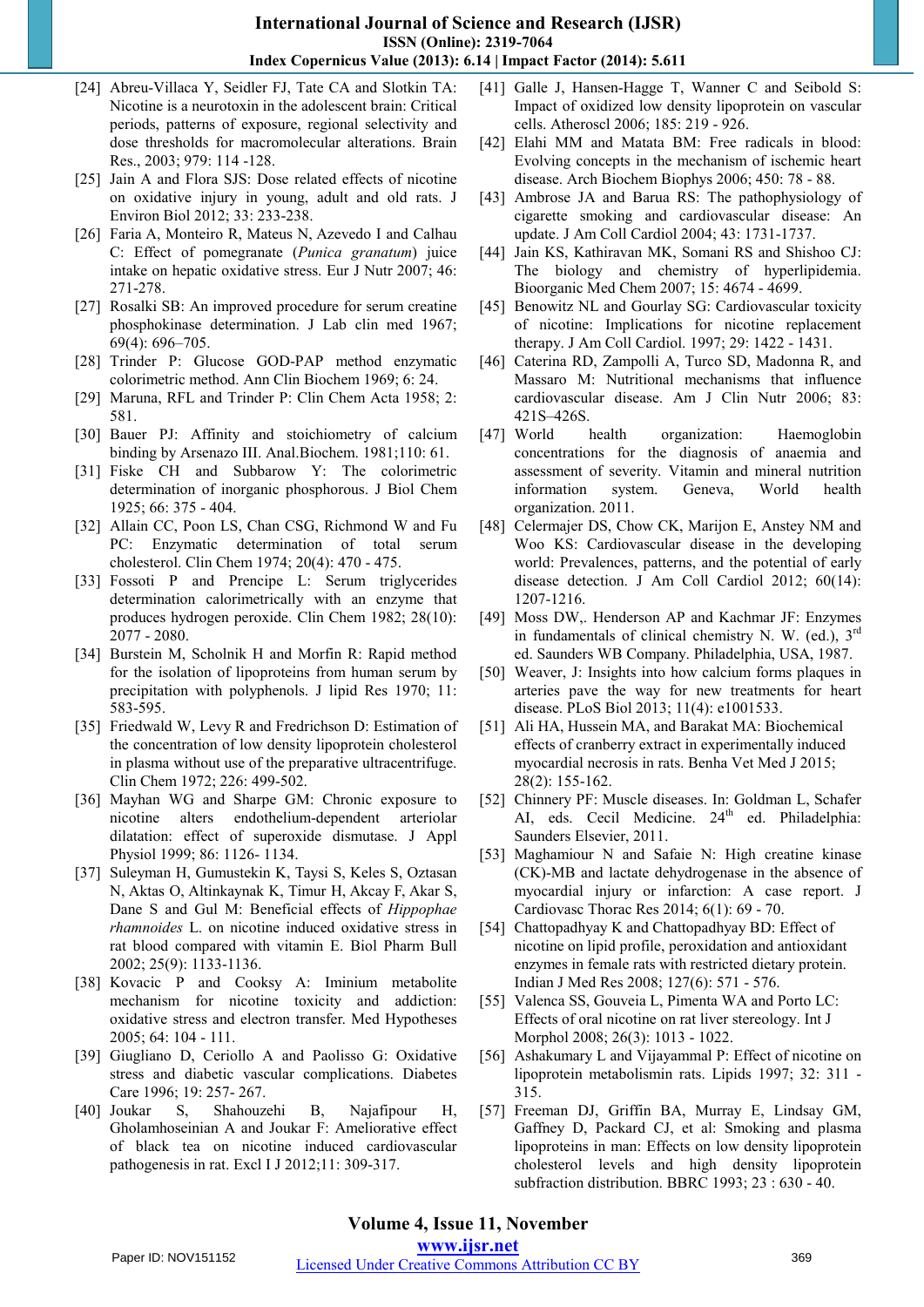[24] Abreu-Villaca Y, Seidler FJ, Tate CA and Slotkin TA: Nicotine is a neurotoxin in the adolescent brain: Critical periods, patterns of exposure, regional selectivity and dose thresholds for macromolecular alterations. Brain Res., 2003; 979: 114 -128.

[25] Jain A and Flora SJS: Dose related effects of nicotine on oxidative injury in young, adult and old rats. J Environ Biol 2012; 33: 233-238.

[26] Faria A, Monteiro R, Mateus N, Azevedo I and Calhau C: Effect of pomegranate (*Punica granatum*) juice intake on hepatic oxidative stress. Eur J Nutr 2007; 46: 271-278.

[27] Rosalki SB: An improved procedure for serum creatine phosphokinase determination. J Lab clin med 1967; 69(4): 696–705.

[28] Trinder P: Glucose GOD-PAP method enzymatic colorimetric method. Ann Clin Biochem 1969; 6: 24.

[29] Maruna, RFL and Trinder P: Clin Chem Acta 1958; 2: 581.

[30] Bauer PJ: Affinity and stoichiometry of calcium binding by Arsenazo III. Anal.Biochem. 1981;110: 61.

[31] Fiske CH and Subbarow Y: The colorimetric determination of inorganic phosphorous. J Biol Chem 1925; 66: 375 - 404.

[32] Allain CC, Poon LS, Chan CSG, Richmond W and Fu PC: Enzymatic determination of total serum cholesterol. Clin Chem 1974; 20(4): 470 - 475.

[33] Fossoti P and Prencipe L: Serum triglycerides determination calorimetrically with an enzyme that produces hydrogen peroxide. Clin Chem 1982; 28(10): 2077 - 2080.

[34] Burstein M, Scholnik H and Morfin R: Rapid method for the isolation of lipoproteins from human serum by precipitation with polyphenols. J lipid Res 1970; 11: 583-595.

[35] Friedwald W, Levy R and Fredrichson D: Estimation of the concentration of low density lipoprotein cholesterol in plasma without use of the preparative ultracentrifuge. Clin Chem 1972; 226: 499-502.

[36] Mayhan WG and Sharpe GM: Chronic exposure to nicotine alters endothelium-dependent arteriolar dilatation: effect of superoxide dismutase. J Appl Physiol 1999; 86: 1126- 1134.

[37] Suleyman H, Gumustekin K, Taysi S, Keles S, Oztasan N, Aktas O, Altinkaynak K, Timur H, Akcay F, Akar S, Dane S and Gul M: Beneficial effects of *Hippophae rhamnoides* L. on nicotine induced oxidative stress in rat blood compared with vitamin E. Biol Pharm Bull 2002; 25(9): 1133-1136.

[38] Kovacic P and Cooksy A: Iminium metabolite mechanism for nicotine toxicity and addiction: oxidative stress and electron transfer. Med Hypotheses 2005; 64: 104 - 111.

[39] Giugliano D, Ceriollo A and Paolisso G: Oxidative stress and diabetic vascular complications. Diabetes Care 1996; 19: 257- 267.

[40] Joukar S, Shahouzehi B, Najafipour H, Gholamhoseinian A and Joukar F: Ameliorative effect of black tea on nicotine induced cardiovascular pathogenesis in rat. Excl I J 2012;11: 309-317.

[41] Galle J, Hansen-Hagge T, Wanner C and Seibold S: Impact of oxidized low density lipoprotein on vascular cells. Atheroscl 2006; 185: 219 - 926.

[42] Elahi MM and Matata BM: Free radicals in blood: Evolving concepts in the mechanism of ischemic heart disease. Arch Biochem Biophys 2006; 450: 78 - 88.

[43] Ambrose JA and Barua RS: The pathophysiology of cigarette smoking and cardiovascular disease: An update. J Am Coll Cardiol 2004; 43: 1731-1737.

[44] Jain KS, Kathiravan MK, Somani RS and Shishoo CJ: The biology and chemistry of hyperlipidemia. Bioorganic Med Chem 2007; 15: 4674 - 4699.

[45] Benowitz NL and Gourlay SG: Cardiovascular toxicity of nicotine: Implications for nicotine replacement therapy. J Am Coll Cardiol. 1997; 29: 1422 - 1431.

[46] Caterina RD, Zampolli A, Turco SD, Madonna R, and Massaro M: Nutritional mechanisms that influence cardiovascular disease. Am J Clin Nutr 2006; 83: 421S–426S.

[47] World health organization: Haemoglobin concentrations for the diagnosis of anaemia and assessment of severity. Vitamin and mineral nutrition information system. Geneva, World health organization. 2011.

[48] Celermajer DS, Chow CK, Marijon E, Anstey NM and Woo KS: Cardiovascular disease in the developing world: Prevalences, patterns, and the potential of early disease detection. J Am Coll Cardiol 2012; 60(14): 1207-1216.

[49] Moss DW,. Henderson AP and Kachmar JF: Enzymes in fundamentals of clinical chemistry N. W. (ed.), 3rd ed. Saunders WB Company. Philadelphia, USA, 1987.

[50] Weaver, J: Insights into how calcium forms plaques in arteries pave the way for new treatments for heart disease. PLoS Biol 2013; 11(4): e1001533.

[51] Ali HA, Hussein MA, and Barakat MA: Biochemical effects of cranberry extract in experimentally induced myocardial necrosis in rats. Benha Vet Med J 2015; 28(2): 155-162.

[52] Chinnery PF: Muscle diseases. In: Goldman L, Schafer AI, eds. Cecil Medicine. 24th ed. Philadelphia: Saunders Elsevier, 2011.

[53] Maghamiour N and Safaie N: High creatine kinase (CK)-MB and lactate dehydrogenase in the absence of myocardial injury or infarction: A case report. J Cardiovasc Thorac Res 2014; 6(1): 69 - 70.

[54] Chattopadhyay K and Chattopadhyay BD: Effect of nicotine on lipid profile, peroxidation and antioxidant enzymes in female rats with restricted dietary protein. Indian J Med Res 2008; 127(6): 571 - 576.

[55] Valenca SS, Gouveia L, Pimenta WA and Porto LC: Effects of oral nicotine on rat liver stereology. Int J Morphol 2008; 26(3): 1013 - 1022.

[56] Ashakumary L and Vijayammal P: Effect of nicotine on lipoprotein metabolismin rats. Lipids 1997; 32: 311 - 315.

[57] Freeman DJ, Griffin BA, Murray E, Lindsay GM, Gaffney D, Packard CJ, et al: Smoking and plasma lipoproteins in man: Effects on low density lipoprotein cholesterol levels and high density lipoprotein subfraction distribution. BBRC 1993; 23 : 630 - 40.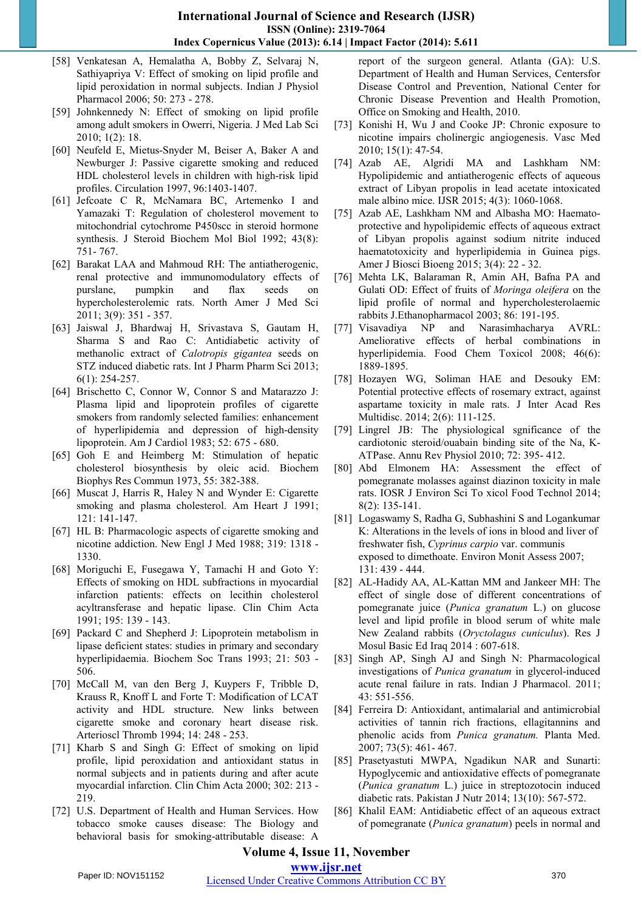[58] Venkatesan A, Hemalatha A, Bobby Z, Selvaraj N, Sathiyapriya V: Effect of smoking on lipid profile and lipid peroxidation in normal subjects. Indian J Physiol Pharmacol 2006; 50: 273 - 278.

[59] Johnkennedy N: Effect of smoking on lipid profile among adult smokers in Owerri, Nigeria. J Med Lab Sci 2010; 1(2): 18.

[60] Neufeld E, Mietus-Snyder M, Beiser A, Baker A and Newburger J: Passive cigarette smoking and reduced HDL cholesterol levels in children with high-risk lipid profiles. Circulation 1997, 96:1403-1407.

[61] Jefcoate C R, McNamara BC, Artemenko I and Yamazaki T: Regulation of cholesterol movement to mitochondrial cytochrome P450scc in steroid hormone synthesis. J Steroid Biochem Mol Biol 1992; 43(8): 751- 767.

[62] Barakat LAA and Mahmoud RH: The antiatherogenic, renal protective and immunomodulatory effects of purslane, pumpkin and flax seeds on hypercholesterolemic rats. North Amer J Med Sci 2011; 3(9): 351 - 357.

[63] Jaiswal J, Bhardwaj H, Srivastava S, Gautam H, Sharma S and Rao C: Antidiabetic activity of methanolic extract of *Calotropis gigantea* seeds on STZ induced diabetic rats. Int J Pharm Pharm Sci 2013; 6(1): 254-257.

[64] Brischetto C, Connor W, Connor S and Matarazzo J: Plasma lipid and lipoprotein profiles of cigarette smokers from randomly selected families: enhancement of hyperlipidemia and depression of high-density lipoprotein. Am J Cardiol 1983; 52: 675 - 680.

[65] Goh E and Heimberg M: Stimulation of hepatic cholesterol biosynthesis by oleic acid. Biochem Biophys Res Commun 1973, 55: 382-388.

[66] Muscat J, Harris R, Haley N and Wynder E: Cigarette smoking and plasma cholesterol. Am Heart J 1991; 121: 141-147.

[67] HL B: Pharmacologic aspects of cigarette smoking and nicotine addiction. New Engl J Med 1988; 319: 1318 - 1330.

[68] Moriguchi E, Fusegawa Y, Tamachi H and Goto Y: Effects of smoking on HDL subfractions in myocardial infarction patients: effects on lecithin cholesterol acyltransferase and hepatic lipase. Clin Chim Acta 1991; 195: 139 - 143.

[69] Packard C and Shepherd J: Lipoprotein metabolism in lipase deficient states: studies in primary and secondary hyperlipidaemia. Biochem Soc Trans 1993; 21: 503 - 506.

[70] McCall M, van den Berg J, Kuypers F, Tribble D, Krauss R, Knoff L and Forte T: Modification of LCAT activity and HDL structure. New links between cigarette smoke and coronary heart disease risk. Arterioscl Thromb 1994; 14: 248 - 253.

[71] Kharb S and Singh G: Effect of smoking on lipid profile, lipid peroxidation and antioxidant status in normal subjects and in patients during and after acute myocardial infarction. Clin Chim Acta 2000; 302: 213 - 219.

[72] U.S. Department of Health and Human Services. How tobacco smoke causes disease: The Biology and behavioral basis for smoking-attributable disease: A report of the surgeon general. Atlanta (GA): U.S. Department of Health and Human Services, Centersfor Disease Control and Prevention, National Center for Chronic Disease Prevention and Health Promotion, Office on Smoking and Health, 2010.

[73] Konishi H, Wu J and Cooke JP: Chronic exposure to nicotine impairs cholinergic angiogenesis. Vasc Med 2010; 15(1): 47-54.

[74] Azab AE, Algridi MA and Lashkham NM: Hypolipidemic and antiatherogenic effects of aqueous extract of Libyan propolis in lead acetate intoxicated male albino mice. IJSR 2015; 4(3): 1060-1068.

[75] Azab AE, Lashkham NM and Albasha MO: Haemato-protective and hypolipidemic effects of aqueous extract of Libyan propolis against sodium nitrite induced haematotoxicity and hyperlipidemia in Guinea pigs. Amer J Biosci Bioeng 2015; 3(4): 22 - 32.

[76] Mehta LK, Balaraman R, Amin AH, Bafna PA and Gulati OD: Effect of fruits of *Moringa oleifera* on the lipid profile of normal and hypercholesterolaemic rabbits J.Ethanopharmacol 2003; 86: 191-195.

[77] Visavadiya NP and Narasimhacharya AVRL: Ameliorative effects of herbal combinations in hyperlipidemia. Food Chem Toxicol 2008; 46(6): 1889-1895.

[78] Hozayen WG, Soliman HAE and Desouky EM: Potential protective effects of rosemary extract, against aspartame toxicity in male rats. J Inter Acad Res Multidisc. 2014; 2(6): 111-125.

[79] Lingrel JB: The physiological sgnificance of the cardiotonic steroid/ouabain binding site of the Na, K-ATPase. Annu Rev Physiol 2010; 72: 395- 412.

[80] Abd Elmonem HA: Assessment the effect of pomegranate molasses against diazinon toxicity in male rats. IOSR J Environ Sci To xicol Food Technol 2014; 8(2): 135-141.

[81] Logaswamy S, Radha G, Subhashini S and Logankumar K: Alterations in the levels of ions in blood and liver of freshwater fish, *Cyprinus carpio* var. communis exposed to dimethoate. Environ Monit Assess 2007; 131: 439 - 444.

[82] AL-Hadidy AA, AL-Kattan MM and Jankeer MH: The effect of single dose of different concentrations of pomegranate juice (*Punica granatum* L.) on glucose level and lipid profile in blood serum of white male New Zealand rabbits (*Oryctolagus cuniculus*). Res J Mosul Basic Ed Iraq 2014 : 607-618.

[83] Singh AP, Singh AJ and Singh N: Pharmacological investigations of *Punica granatum* in glycerol-induced acute renal failure in rats. Indian J Pharmacol. 2011; 43: 551-556.

[84] Ferreira D: Antioxidant, antimalarial and antimicrobial activities of tannin rich fractions, ellagitannins and phenolic acids from *Punica granatum.* Planta Med. 2007; 73(5): 461- 467.

[85] Prasetyastuti MWPA, Ngadikun NAR and Sunarti: Hypoglycemic and antioxidative effects of pomegranate (*Punica granatum* L.) juice in streptozotocin induced diabetic rats. Pakistan J Nutr 2014; 13(10): 567-572.

[86] Khalil EAM: Antidiabetic effect of an aqueous extract of pomegranate (*Punica granatum*) peels in normal and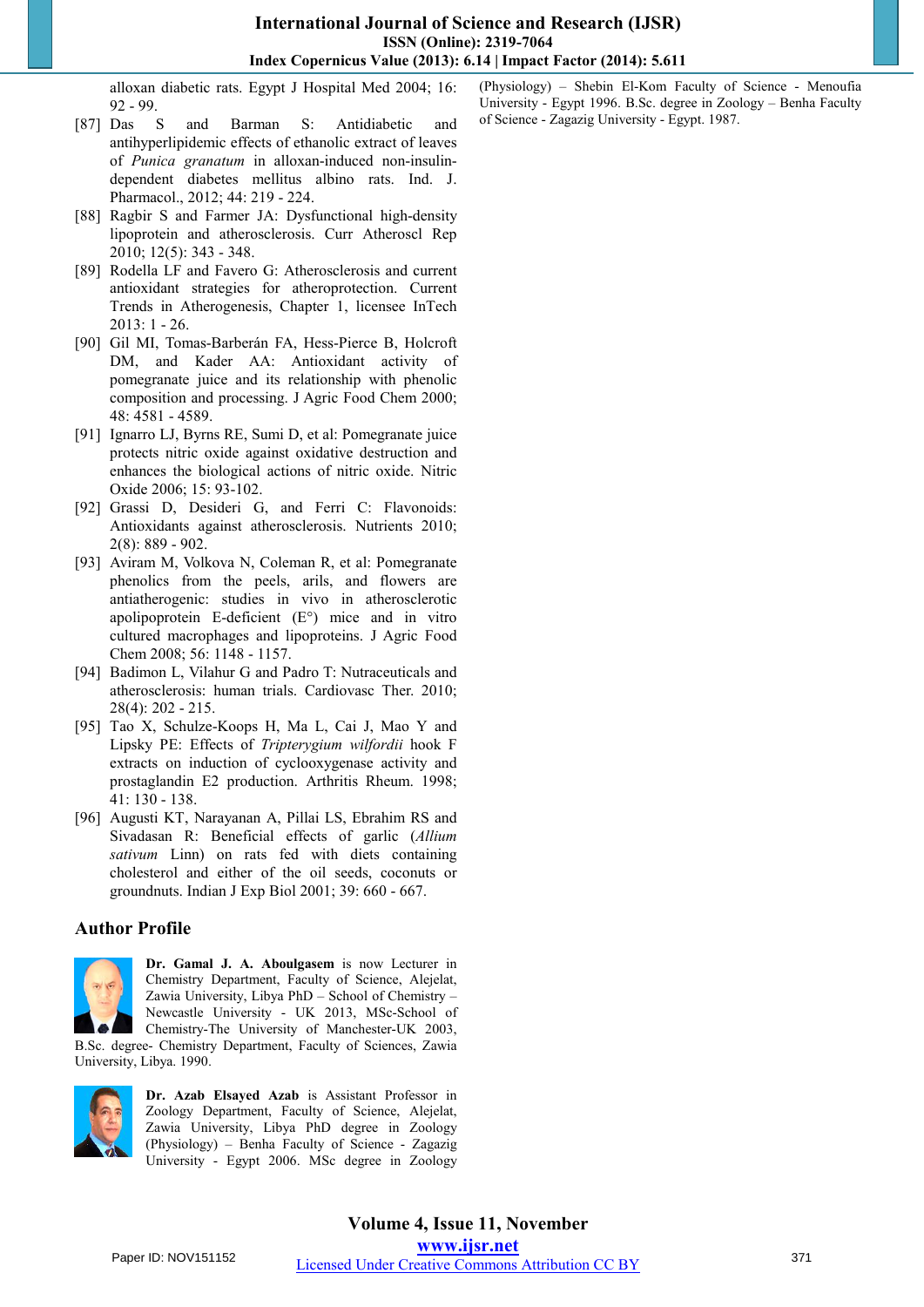alloxan diabetic rats. Egypt J Hospital Med 2004; 16: 92 - 99.

[87] Das S and Barman S: Antidiabetic and antihyperlipidemic effects of ethanolic extract of leaves of *Punica granatum* in alloxan-induced non-insulin-dependent diabetes mellitus albino rats. Ind. J. Pharmacol., 2012; 44: 219 - 224.

[88] Ragbir S and Farmer JA: Dysfunctional high-density lipoprotein and atherosclerosis. Curr Atheroscl Rep 2010; 12(5): 343 - 348.

[89] Rodella LF and Favero G: Atherosclerosis and current antioxidant strategies for atheroprotection. Current Trends in Atherogenesis, Chapter 1, licensee InTech 2013: 1 - 26.

[90] Gil MI, Tomas-Barberán FA, Hess-Pierce B, Holcroft DM, and Kader AA: Antioxidant activity of pomegranate juice and its relationship with phenolic composition and processing. J Agric Food Chem 2000; 48: 4581 - 4589.

[91] Ignarro LJ, Byrns RE, Sumi D, et al: Pomegranate juice protects nitric oxide against oxidative destruction and enhances the biological actions of nitric oxide. Nitric Oxide 2006; 15: 93-102.

[92] Grassi D, Desideri G, and Ferri C: Flavonoids: Antioxidants against atherosclerosis. Nutrients 2010; 2(8): 889 - 902.

[93] Aviram M, Volkova N, Coleman R, et al: Pomegranate phenolics from the peels, arils, and flowers are antiatherogenic: studies in vivo in atherosclerotic apolipoprotein E-deficient (E°) mice and in vitro cultured macrophages and lipoproteins. J Agric Food Chem 2008; 56: 1148 - 1157.

[94] Badimon L, Vilahur G and Padro T: Nutraceuticals and atherosclerosis: human trials. Cardiovasc Ther. 2010; 28(4): 202 - 215.

[95] Tao X, Schulze-Koops H, Ma L, Cai J, Mao Y and Lipsky PE: Effects of *Tripterygium wilfordii* hook F extracts on induction of cyclooxygenase activity and prostaglandin E2 production. Arthritis Rheum. 1998; 41: 130 - 138.

[96] Augusti KT, Narayanan A, Pillai LS, Ebrahim RS and Sivadasan R: Beneficial effects of garlic (*Allium sativum* Linn) on rats fed with diets containing cholesterol and either of the oil seeds, coconuts or groundnuts. Indian J Exp Biol 2001; 39: 660 - 667.

## Author Profile

**Dr. Gamal J. A. Aboulgasem** is now Lecturer in Chemistry Department, Faculty of Science, Alejelat, Zawia University, Libya PhD – School of Chemistry – Newcastle University - UK 2013, MSc-School of Chemistry-The University of Manchester-UK 2003, B.Sc. degree- Chemistry Department, Faculty of Sciences, Zawia University, Libya. 1990.

**Dr. Azab Elsayed Azab** is Assistant Professor in Zoology Department, Faculty of Science, Alejelat, Zawia University, Libya PhD degree in Zoology (Physiology) – Benha Faculty of Science - Zagazig University - Egypt 2006. MSc degree in Zoology (Physiology) – Shebin El-Kom Faculty of Science - Menoufia University - Egypt 1996. B.Sc. degree in Zoology – Benha Faculty of Science - Zagazig University - Egypt. 1987.